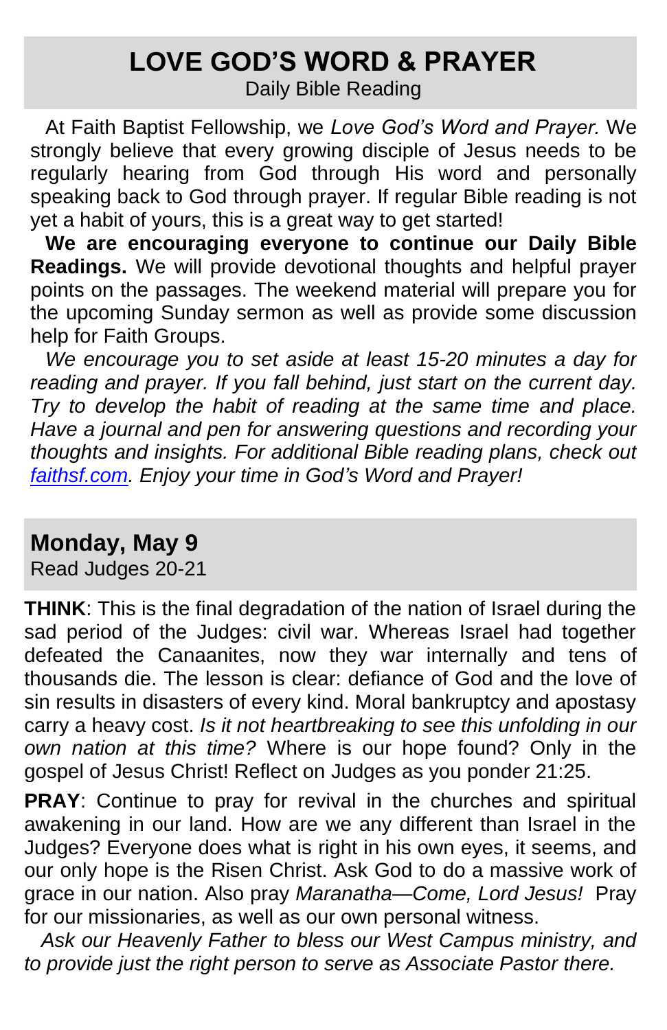# LOVE GOD'S WORD & PRAYER

Daily Bible Reading

At Faith Baptist Fellowship, we *Love God's Word and Prayer.* We strongly believe that every growing disciple of Jesus needs to be regularly hearing from God through His word and personally speaking back to God through prayer. If regular Bible reading is not yet a habit of yours, this is a great way to get started!

**We are encouraging everyone to continue our Daily Bible Readings.** We will provide devotional thoughts and helpful prayer points on the passages. The weekend material will prepare you for the upcoming Sunday sermon as well as provide some discussion help for Faith Groups.

*We encourage you to set aside at least 15-20 minutes a day for reading and prayer. If you fall behind, just start on the current day. Try to develop the habit of reading at the same time and place. Have a journal and pen for answering questions and recording your thoughts and insights. For additional Bible reading plans, check out [faithsf.com](faithsf.com). Enjoy your time in God's Word and Prayer!*

## Monday, May 9

Read Judges 20-21

**THINK**: This is the final degradation of the nation of Israel during the sad period of the Judges: civil war. Whereas Israel had together defeated the Canaanites, now they war internally and tens of thousands die. The lesson is clear: defiance of God and the love of sin results in disasters of every kind. Moral bankruptcy and apostasy carry a heavy cost. *Is it not heartbreaking to see this unfolding in our own nation at this time?* Where is our hope found? Only in the gospel of Jesus Christ! Reflect on Judges as you ponder 21:25.

**PRAY**: Continue to pray for revival in the churches and spiritual awakening in our land. How are we any different than Israel in the Judges? Everyone does what is right in his own eyes, it seems, and our only hope is the Risen Christ. Ask God to do a massive work of grace in our nation. Also pray *Maranatha—Come, Lord Jesus!* Pray for our missionaries, as well as our own personal witness.

*Ask our Heavenly Father to bless our West Campus ministry, and to provide just the right person to serve as Associate Pastor there.*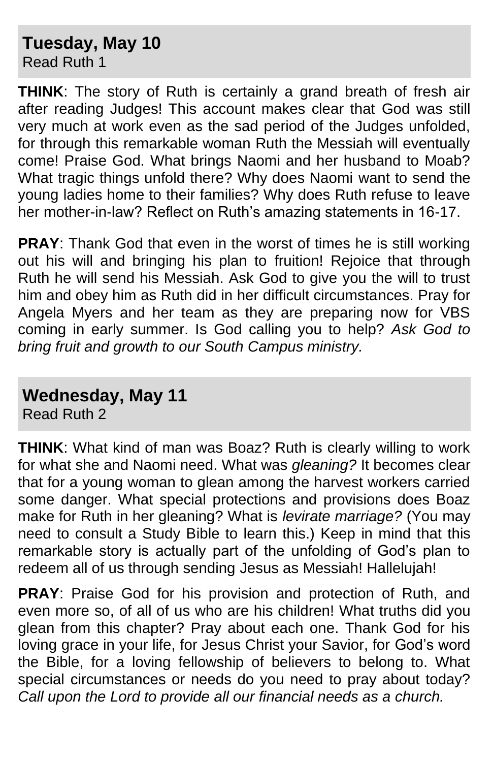## Tuesday, May 10

Read Ruth 1

**THINK**: The story of Ruth is certainly a grand breath of fresh air after reading Judges! This account makes clear that God was still very much at work even as the sad period of the Judges unfolded, for through this remarkable woman Ruth the Messiah will eventually come! Praise God. What brings Naomi and her husband to Moab? What tragic things unfold there? Why does Naomi want to send the young ladies home to their families? Why does Ruth refuse to leave her mother-in-law? Reflect on Ruth's amazing statements in 16-17.

**PRAY**: Thank God that even in the worst of times he is still working out his will and bringing his plan to fruition! Rejoice that through Ruth he will send his Messiah. Ask God to give you the will to trust him and obey him as Ruth did in her difficult circumstances. Pray for Angela Myers and her team as they are preparing now for VBS coming in early summer. Is God calling you to help? *Ask God to bring fruit and growth to our South Campus ministry.*

## Wednesday, May 11

Read Ruth 2

**THINK**: What kind of man was Boaz? Ruth is clearly willing to work for what she and Naomi need. What was *gleaning?* It becomes clear that for a young woman to glean among the harvest workers carried some danger. What special protections and provisions does Boaz make for Ruth in her gleaning? What is *levirate marriage?* (You may need to consult a Study Bible to learn this.) Keep in mind that this remarkable story is actually part of the unfolding of God's plan to redeem all of us through sending Jesus as Messiah! Hallelujah!

**PRAY**: Praise God for his provision and protection of Ruth, and even more so, of all of us who are his children! What truths did you glean from this chapter? Pray about each one. Thank God for his loving grace in your life, for Jesus Christ your Savior, for God's word the Bible, for a loving fellowship of believers to belong to. What special circumstances or needs do you need to pray about today? *Call upon the Lord to provide all our financial needs as a church.*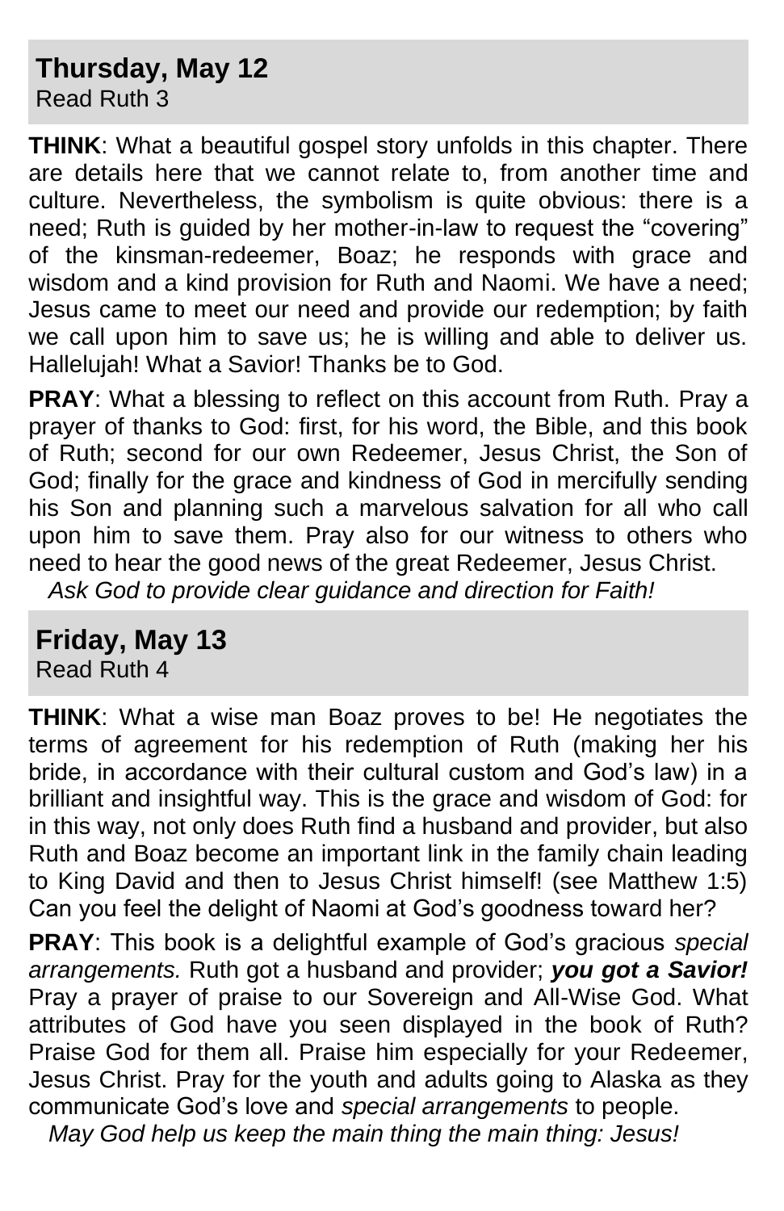## Thursday, May 12

Read Ruth 3

**THINK**: What a beautiful gospel story unfolds in this chapter. There are details here that we cannot relate to, from another time and culture. Nevertheless, the symbolism is quite obvious: there is a need; Ruth is guided by her mother-in-law to request the "covering" of the kinsman-redeemer, Boaz; he responds with grace and wisdom and a kind provision for Ruth and Naomi. We have a need; Jesus came to meet our need and provide our redemption; by faith we call upon him to save us; he is willing and able to deliver us. Hallelujah! What a Savior! Thanks be to God.

**PRAY**: What a blessing to reflect on this account from Ruth. Pray a prayer of thanks to God: first, for his word, the Bible, and this book of Ruth; second for our own Redeemer, Jesus Christ, the Son of God; finally for the grace and kindness of God in mercifully sending his Son and planning such a marvelous salvation for all who call upon him to save them. Pray also for our witness to others who need to hear the good news of the great Redeemer, Jesus Christ.

*Ask God to provide clear guidance and direction for Faith!*

## Friday, May 13

Read Ruth 4

**THINK**: What a wise man Boaz proves to be! He negotiates the terms of agreement for his redemption of Ruth (making her his bride, in accordance with their cultural custom and God's law) in a brilliant and insightful way. This is the grace and wisdom of God: for in this way, not only does Ruth find a husband and provider, but also Ruth and Boaz become an important link in the family chain leading to King David and then to Jesus Christ himself! (see Matthew 1:5) Can you feel the delight of Naomi at God's goodness toward her?

**PRAY**: This book is a delightful example of God's gracious *special arrangements.* Ruth got a husband and provider; ***you got a Savior!*** Pray a prayer of praise to our Sovereign and All-Wise God. What attributes of God have you seen displayed in the book of Ruth? Praise God for them all. Praise him especially for your Redeemer, Jesus Christ. Pray for the youth and adults going to Alaska as they communicate God's love and *special arrangements* to people.

*May God help us keep the main thing the main thing: Jesus!*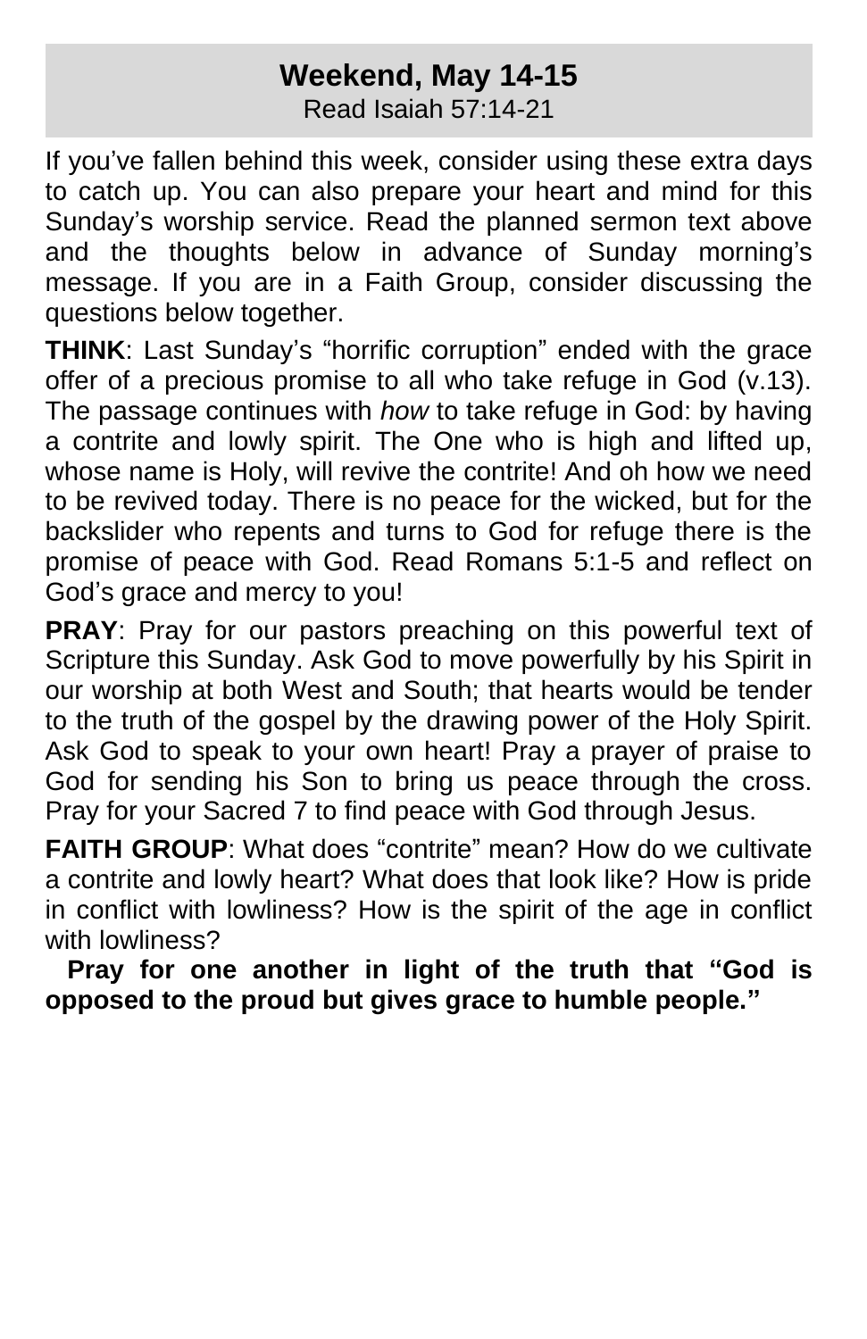## Weekend, May 14-15

Read Isaiah 57:14-21

If you've fallen behind this week, consider using these extra days to catch up. You can also prepare your heart and mind for this Sunday's worship service. Read the planned sermon text above and the thoughts below in advance of Sunday morning's message. If you are in a Faith Group, consider discussing the questions below together.

**THINK**: Last Sunday's "horrific corruption" ended with the grace offer of a precious promise to all who take refuge in God (v.13). The passage continues with *how* to take refuge in God: by having a contrite and lowly spirit. The One who is high and lifted up, whose name is Holy, will revive the contrite! And oh how we need to be revived today. There is no peace for the wicked, but for the backslider who repents and turns to God for refuge there is the promise of peace with God. Read Romans 5:1-5 and reflect on God's grace and mercy to you!

**PRAY**: Pray for our pastors preaching on this powerful text of Scripture this Sunday. Ask God to move powerfully by his Spirit in our worship at both West and South; that hearts would be tender to the truth of the gospel by the drawing power of the Holy Spirit. Ask God to speak to your own heart! Pray a prayer of praise to God for sending his Son to bring us peace through the cross. Pray for your Sacred 7 to find peace with God through Jesus.

**FAITH GROUP**: What does "contrite" mean? How do we cultivate a contrite and lowly heart? What does that look like? How is pride in conflict with lowliness? How is the spirit of the age in conflict with lowliness?

**Pray for one another in light of the truth that "God is opposed to the proud but gives grace to humble people."**